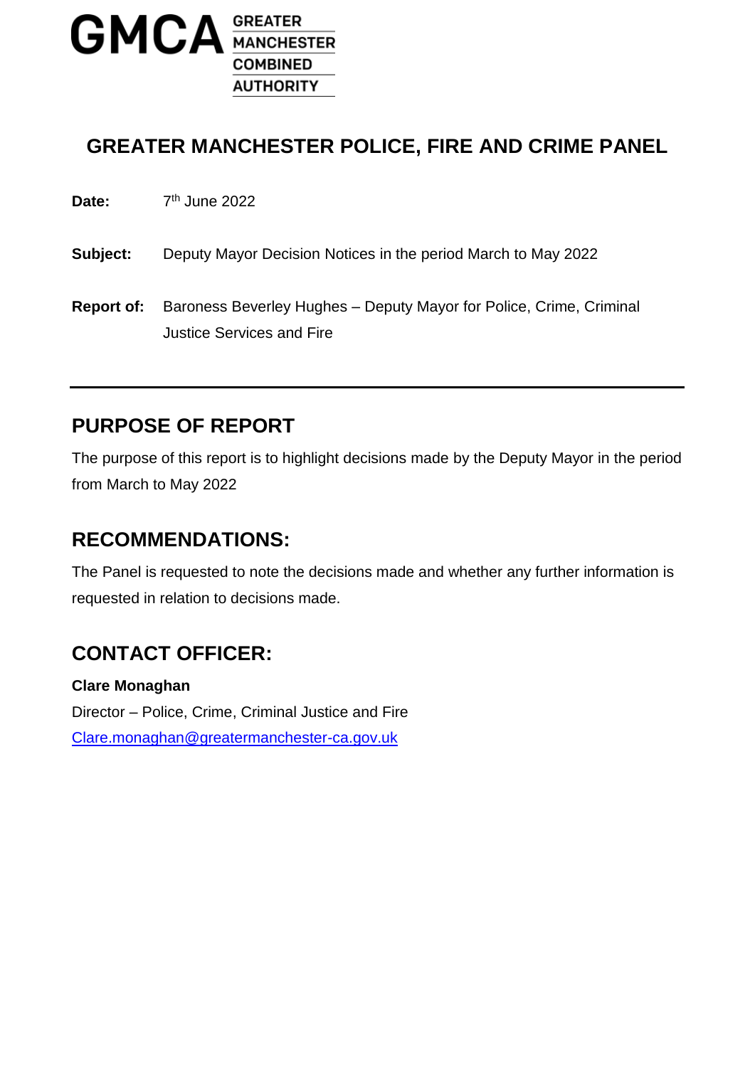GMCA GREATER MANCHESTER COMBINED AUTHORITY

# GREATER MANCHESTER POLICE, FIRE AND CRIME PANEL

**Date:** 7th June 2022

**Subject:** Deputy Mayor Decision Notices in the period March to May 2022

**Report of:** Baroness Beverley Hughes – Deputy Mayor for Police, Crime, Criminal Justice Services and Fire

---

## PURPOSE OF REPORT

The purpose of this report is to highlight decisions made by the Deputy Mayor in the period from March to May 2022

## RECOMMENDATIONS:

The Panel is requested to note the decisions made and whether any further information is requested in relation to decisions made.

## CONTACT OFFICER:

**Clare Monaghan**

Director – Police, Crime, Criminal Justice and Fire

Clare.monaghan@greatermanchester-ca.gov.uk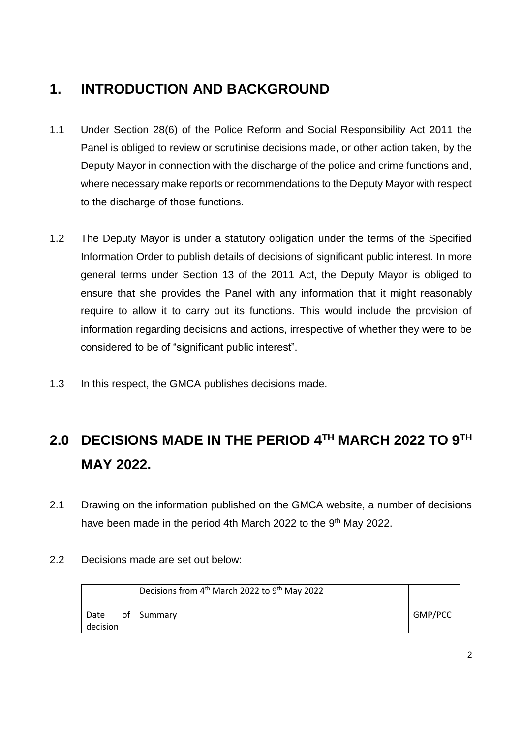## 1. INTRODUCTION AND BACKGROUND

1.1 Under Section 28(6) of the Police Reform and Social Responsibility Act 2011 the Panel is obliged to review or scrutinise decisions made, or other action taken, by the Deputy Mayor in connection with the discharge of the police and crime functions and, where necessary make reports or recommendations to the Deputy Mayor with respect to the discharge of those functions.

1.2 The Deputy Mayor is under a statutory obligation under the terms of the Specified Information Order to publish details of decisions of significant public interest. In more general terms under Section 13 of the 2011 Act, the Deputy Mayor is obliged to ensure that she provides the Panel with any information that it might reasonably require to allow it to carry out its functions. This would include the provision of information regarding decisions and actions, irrespective of whether they were to be considered to be of "significant public interest".

1.3 In this respect, the GMCA publishes decisions made.

## 2.0 DECISIONS MADE IN THE PERIOD 4TH MARCH 2022 TO 9TH MAY 2022.

2.1 Drawing on the information published on the GMCA website, a number of decisions have been made in the period 4th March 2022 to the 9th May 2022.

2.2 Decisions made are set out below:

| | Decisions from 4th March 2022 to 9th May 2022 | |
|---|---|---|
| | | |
| Date of decision | Summary | GMP/PCC |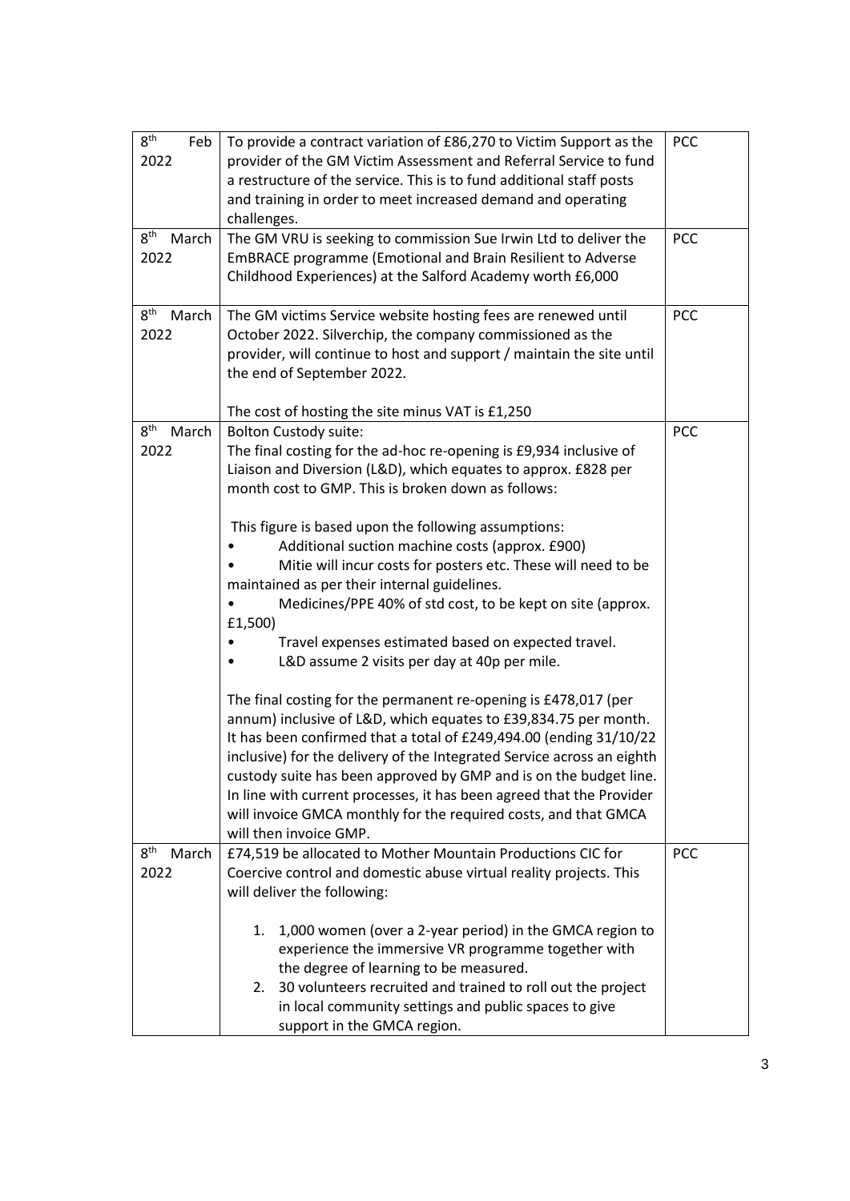| | | |
|---|---|---|
| 8th Feb 2022 | To provide a contract variation of £86,270 to Victim Support as the provider of the GM Victim Assessment and Referral Service to fund a restructure of the service. This is to fund additional staff posts and training in order to meet increased demand and operating challenges. | PCC |
| 8th March 2022 | The GM VRU is seeking to commission Sue Irwin Ltd to deliver the EmBRACE programme (Emotional and Brain Resilient to Adverse Childhood Experiences) at the Salford Academy worth £6,000 | PCC |
| 8th March 2022 | The GM victims Service website hosting fees are renewed until October 2022. Silverchip, the company commissioned as the provider, will continue to host and support / maintain the site until the end of September 2022.<br><br>The cost of hosting the site minus VAT is £1,250 | PCC |
| 8th March 2022 | Bolton Custody suite:<br>The final costing for the ad-hoc re-opening is £9,934 inclusive of Liaison and Diversion (L&D), which equates to approx. £828 per month cost to GMP. This is broken down as follows:<br><br>This figure is based upon the following assumptions:<br>• Additional suction machine costs (approx. £900)<br>• Mitie will incur costs for posters etc. These will need to be maintained as per their internal guidelines.<br>• Medicines/PPE 40% of std cost, to be kept on site (approx. £1,500)<br>• Travel expenses estimated based on expected travel.<br>• L&D assume 2 visits per day at 40p per mile.<br><br>The final costing for the permanent re-opening is £478,017 (per annum) inclusive of L&D, which equates to £39,834.75 per month. It has been confirmed that a total of £249,494.00 (ending 31/10/22 inclusive) for the delivery of the Integrated Service across an eighth custody suite has been approved by GMP and is on the budget line. In line with current processes, it has been agreed that the Provider will invoice GMCA monthly for the required costs, and that GMCA will then invoice GMP. | PCC |
| 8th March 2022 | £74,519 be allocated to Mother Mountain Productions CIC for Coercive control and domestic abuse virtual reality projects. This will deliver the following:<br><br>1. 1,000 women (over a 2-year period) in the GMCA region to experience the immersive VR programme together with the degree of learning to be measured.<br>2. 30 volunteers recruited and trained to roll out the project in local community settings and public spaces to give support in the GMCA region. | PCC |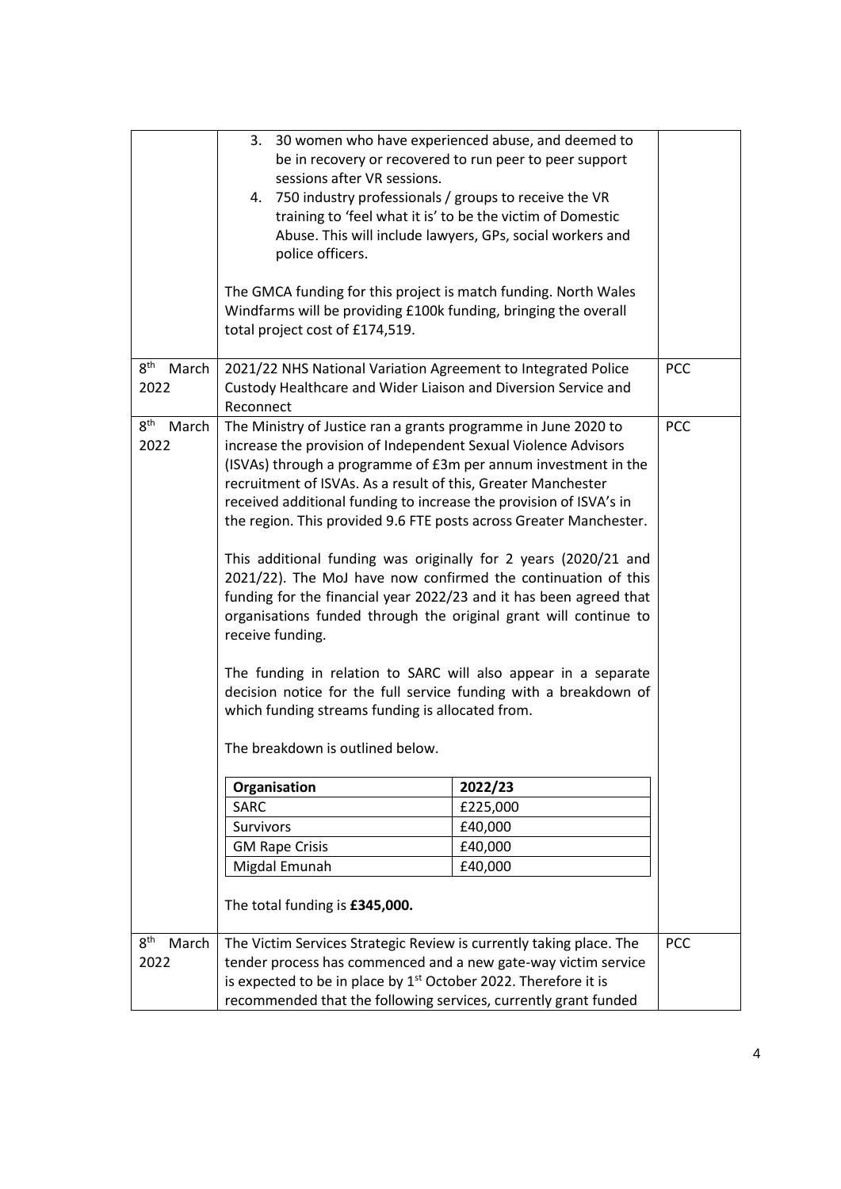| | | |
|---|---|---|
| | 3. 30 women who have experienced abuse, and deemed to be in recovery or recovered to run peer to peer support sessions after VR sessions.<br>4. 750 industry professionals / groups to receive the VR training to 'feel what it is' to be the victim of Domestic Abuse. This will include lawyers, GPs, social workers and police officers.<br><br>The GMCA funding for this project is match funding. North Wales Windfarms will be providing £100k funding, bringing the overall total project cost of £174,519. | |
| 8th March 2022 | 2021/22 NHS National Variation Agreement to Integrated Police Custody Healthcare and Wider Liaison and Diversion Service and Reconnect | PCC |
| 8th March 2022 | The Ministry of Justice ran a grants programme in June 2020 to increase the provision of Independent Sexual Violence Advisors (ISVAs) through a programme of £3m per annum investment in the recruitment of ISVAs. As a result of this, Greater Manchester received additional funding to increase the provision of ISVA's in the region. This provided 9.6 FTE posts across Greater Manchester.<br><br>This additional funding was originally for 2 years (2020/21 and 2021/22). The MoJ have now confirmed the continuation of this funding for the financial year 2022/23 and it has been agreed that organisations funded through the original grant will continue to receive funding.<br><br>The funding in relation to SARC will also appear in a separate decision notice for the full service funding with a breakdown of which funding streams funding is allocated from.<br><br>The breakdown is outlined below.<br><br>**Organisation** – **2022/23**<br>SARC – £225,000<br>Survivors – £40,000<br>GM Rape Crisis – £40,000<br>Migdal Emunah – £40,000<br><br>The total funding is **£345,000.** | PCC |
| 8th March 2022 | The Victim Services Strategic Review is currently taking place. The tender process has commenced and a new gate-way victim service is expected to be in place by 1st October 2022. Therefore it is recommended that the following services, currently grant funded | PCC |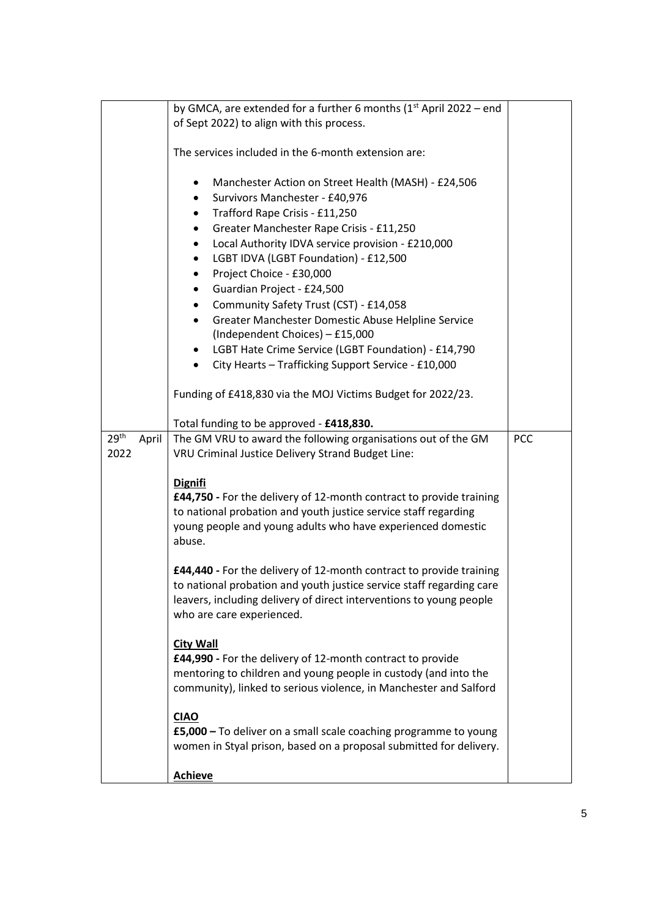| | | |
|---|---|---|
| | by GMCA, are extended for a further 6 months (1st April 2022 – end of Sept 2022) to align with this process.<br><br>The services included in the 6-month extension are:<br><br>• Manchester Action on Street Health (MASH) - £24,506<br>• Survivors Manchester - £40,976<br>• Trafford Rape Crisis - £11,250<br>• Greater Manchester Rape Crisis - £11,250<br>• Local Authority IDVA service provision - £210,000<br>• LGBT IDVA (LGBT Foundation) - £12,500<br>• Project Choice - £30,000<br>• Guardian Project - £24,500<br>• Community Safety Trust (CST) - £14,058<br>• Greater Manchester Domestic Abuse Helpline Service (Independent Choices) – £15,000<br>• LGBT Hate Crime Service (LGBT Foundation) - £14,790<br>• City Hearts – Trafficking Support Service - £10,000<br><br>Funding of £418,830 via the MOJ Victims Budget for 2022/23.<br><br>Total funding to be approved - **£418,830.** | |
| 29th April 2022 | The GM VRU to award the following organisations out of the GM VRU Criminal Justice Delivery Strand Budget Line:<br><br>**Dignifi**<br>**£44,750 -** For the delivery of 12-month contract to provide training to national probation and youth justice service staff regarding young people and young adults who have experienced domestic abuse.<br><br>**£44,440 -** For the delivery of 12-month contract to provide training to national probation and youth justice service staff regarding care leavers, including delivery of direct interventions to young people who are care experienced.<br><br>**City Wall**<br>**£44,990 -** For the delivery of 12-month contract to provide mentoring to children and young people in custody (and into the community), linked to serious violence, in Manchester and Salford<br><br>**CIAO**<br>**£5,000 –** To deliver on a small scale coaching programme to young women in Styal prison, based on a proposal submitted for delivery.<br><br>**Achieve** | PCC |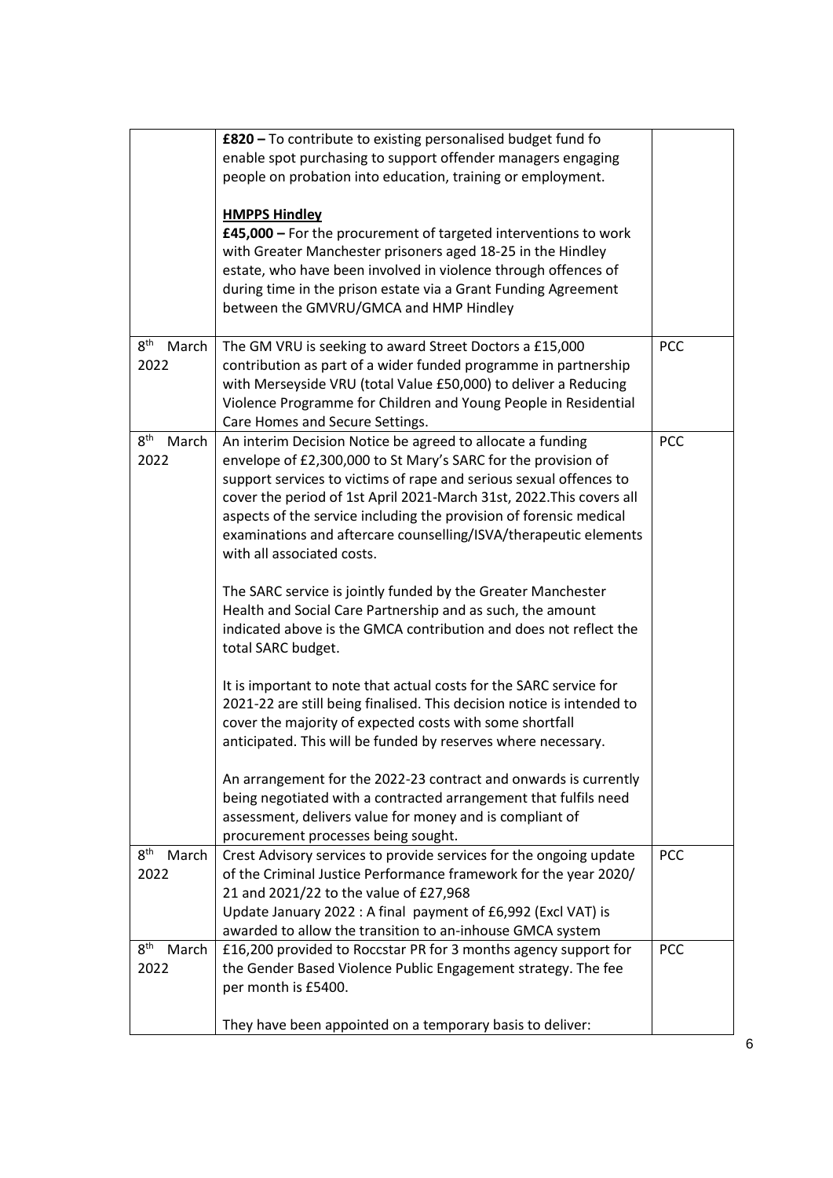| | | |
|---|---|---|
| | **£820 –** To contribute to existing personalised budget fund fo enable spot purchasing to support offender managers engaging people on probation into education, training or employment.<br><br>**HMPPS Hindley**<br>**£45,000 –** For the procurement of targeted interventions to work with Greater Manchester prisoners aged 18-25 in the Hindley estate, who have been involved in violence through offences of during time in the prison estate via a Grant Funding Agreement between the GMVRU/GMCA and HMP Hindley | |
| 8th March 2022 | The GM VRU is seeking to award Street Doctors a £15,000 contribution as part of a wider funded programme in partnership with Merseyside VRU (total Value £50,000) to deliver a Reducing Violence Programme for Children and Young People in Residential Care Homes and Secure Settings. | PCC |
| 8th March 2022 | An interim Decision Notice be agreed to allocate a funding envelope of £2,300,000 to St Mary's SARC for the provision of support services to victims of rape and serious sexual offences to cover the period of 1st April 2021-March 31st, 2022.This covers all aspects of the service including the provision of forensic medical examinations and aftercare counselling/ISVA/therapeutic elements with all associated costs.<br><br>The SARC service is jointly funded by the Greater Manchester Health and Social Care Partnership and as such, the amount indicated above is the GMCA contribution and does not reflect the total SARC budget.<br><br>It is important to note that actual costs for the SARC service for 2021-22 are still being finalised. This decision notice is intended to cover the majority of expected costs with some shortfall anticipated. This will be funded by reserves where necessary.<br><br>An arrangement for the 2022-23 contract and onwards is currently being negotiated with a contracted arrangement that fulfils need assessment, delivers value for money and is compliant of procurement processes being sought. | PCC |
| 8th March 2022 | Crest Advisory services to provide services for the ongoing update of the Criminal Justice Performance framework for the year 2020/ 21 and 2021/22 to the value of £27,968<br>Update January 2022 : A final payment of £6,992 (Excl VAT) is awarded to allow the transition to an-inhouse GMCA system | PCC |
| 8th March 2022 | £16,200 provided to Roccstar PR for 3 months agency support for the Gender Based Violence Public Engagement strategy. The fee per month is £5400.<br><br>They have been appointed on a temporary basis to deliver: | PCC |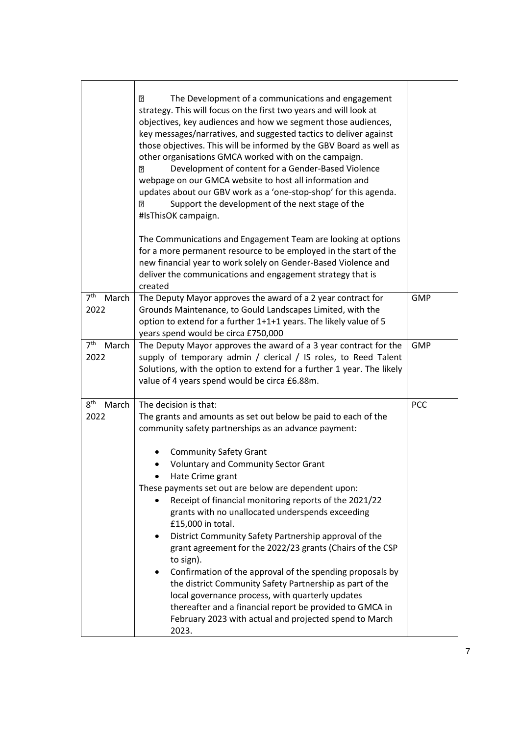| | | |
|---|---|---|
| | - The Development of a communications and engagement strategy. This will focus on the first two years and will look at objectives, key audiences and how we segment those audiences, key messages/narratives, and suggested tactics to deliver against those objectives. This will be informed by the GBV Board as well as other organisations GMCA worked with on the campaign.<br>- Development of content for a Gender-Based Violence webpage on our GMCA website to host all information and updates about our GBV work as a 'one-stop-shop' for this agenda.<br>- Support the development of the next stage of the #IsThisOK campaign.<br><br>The Communications and Engagement Team are looking at options for a more permanent resource to be employed in the start of the new financial year to work solely on Gender-Based Violence and deliver the communications and engagement strategy that is created | |
| 7th March 2022 | The Deputy Mayor approves the award of a 2 year contract for Grounds Maintenance, to Gould Landscapes Limited, with the option to extend for a further 1+1+1 years. The likely value of 5 years spend would be circa £750,000 | GMP |
| 7th March 2022 | The Deputy Mayor approves the award of a 3 year contract for the supply of temporary admin / clerical / IS roles, to Reed Talent Solutions, with the option to extend for a further 1 year. The likely value of 4 years spend would be circa £6.88m. | GMP |
| 8th March 2022 | The decision is that:<br>The grants and amounts as set out below be paid to each of the community safety partnerships as an advance payment:<br><br>- Community Safety Grant<br>- Voluntary and Community Sector Grant<br>- Hate Crime grant<br><br>These payments set out are below are dependent upon:<br>- Receipt of financial monitoring reports of the 2021/22 grants with no unallocated underspends exceeding £15,000 in total.<br>- District Community Safety Partnership approval of the grant agreement for the 2022/23 grants (Chairs of the CSP to sign).<br>- Confirmation of the approval of the spending proposals by the district Community Safety Partnership as part of the local governance process, with quarterly updates thereafter and a financial report be provided to GMCA in February 2023 with actual and projected spend to March 2023. | PCC |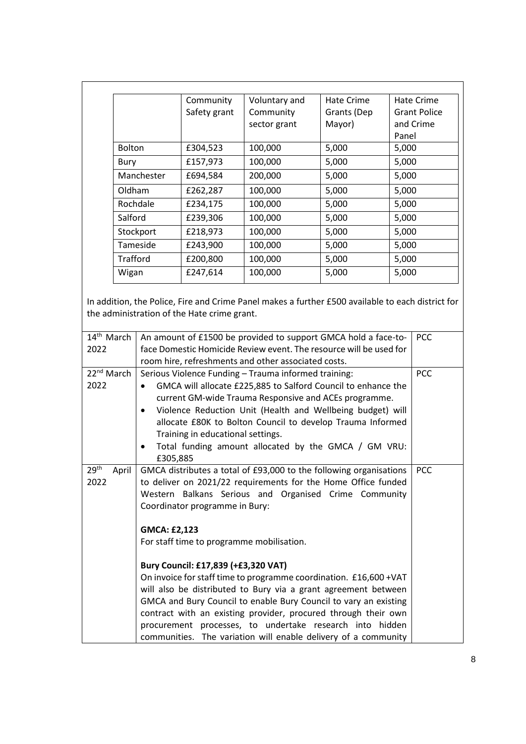| | Community Safety grant | Voluntary and Community sector grant | Hate Crime Grants (Dep Mayor) | Hate Crime Grant Police and Crime Panel |
|---|---|---|---|---|
| Bolton | £304,523 | 100,000 | 5,000 | 5,000 |
| Bury | £157,973 | 100,000 | 5,000 | 5,000 |
| Manchester | £694,584 | 200,000 | 5,000 | 5,000 |
| Oldham | £262,287 | 100,000 | 5,000 | 5,000 |
| Rochdale | £234,175 | 100,000 | 5,000 | 5,000 |
| Salford | £239,306 | 100,000 | 5,000 | 5,000 |
| Stockport | £218,973 | 100,000 | 5,000 | 5,000 |
| Tameside | £243,900 | 100,000 | 5,000 | 5,000 |
| Trafford | £200,800 | 100,000 | 5,000 | 5,000 |
| Wigan | £247,614 | 100,000 | 5,000 | 5,000 |

In addition, the Police, Fire and Crime Panel makes a further £500 available to each district for the administration of the Hate crime grant.

| | | |
|---|---|---|
| 14th March 2022 | An amount of £1500 be provided to support GMCA hold a face-to-face Domestic Homicide Review event. The resource will be used for room hire, refreshments and other associated costs. | PCC |
| 22nd March 2022 | Serious Violence Funding – Trauma informed training:<br>• GMCA will allocate £225,885 to Salford Council to enhance the current GM-wide Trauma Responsive and ACEs programme.<br>• Violence Reduction Unit (Health and Wellbeing budget) will allocate £80K to Bolton Council to develop Trauma Informed Training in educational settings.<br>• Total funding amount allocated by the GMCA / GM VRU: £305,885 | PCC |
| 29th April 2022 | GMCA distributes a total of £93,000 to the following organisations to deliver on 2021/22 requirements for the Home Office funded Western Balkans Serious and Organised Crime Community Coordinator programme in Bury:<br><br>**GMCA: £2,123**<br>For staff time to programme mobilisation.<br><br>**Bury Council: £17,839 (+£3,320 VAT)**<br>On invoice for staff time to programme coordination. £16,600 +VAT will also be distributed to Bury via a grant agreement between GMCA and Bury Council to enable Bury Council to vary an existing contract with an existing provider, procured through their own procurement processes, to undertake research into hidden communities. The variation will enable delivery of a community | PCC |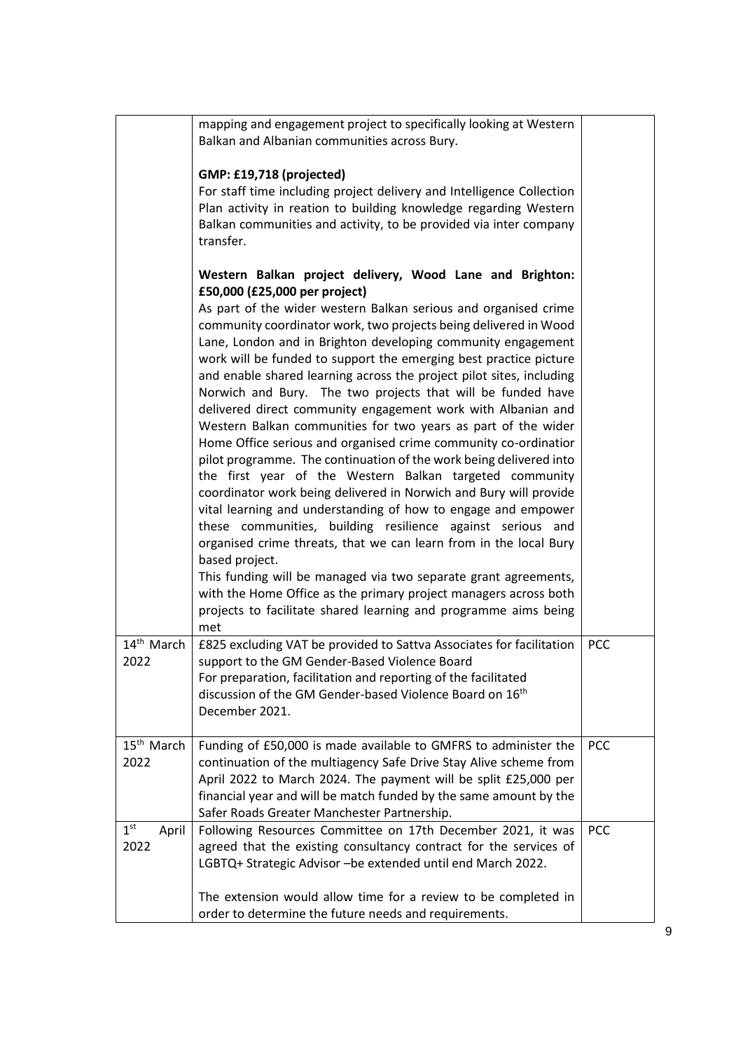| | | |
|---|---|---|
| | mapping and engagement project to specifically looking at Western Balkan and Albanian communities across Bury.<br><br>**GMP: £19,718 (projected)**<br>For staff time including project delivery and Intelligence Collection Plan activity in reation to building knowledge regarding Western Balkan communities and activity, to be provided via inter company transfer.<br><br>**Western Balkan project delivery, Wood Lane and Brighton: £50,000 (£25,000 per project)**<br>As part of the wider western Balkan serious and organised crime community coordinator work, two projects being delivered in Wood Lane, London and in Brighton developing community engagement work will be funded to support the emerging best practice picture and enable shared learning across the project pilot sites, including Norwich and Bury. The two projects that will be funded have delivered direct community engagement work with Albanian and Western Balkan communities for two years as part of the wider Home Office serious and organised crime community co-ordinatior pilot programme. The continuation of the work being delivered into the first year of the Western Balkan targeted community coordinator work being delivered in Norwich and Bury will provide vital learning and understanding of how to engage and empower these communities, building resilience against serious and organised crime threats, that we can learn from in the local Bury based project.<br>This funding will be managed via two separate grant agreements, with the Home Office as the primary project managers across both projects to facilitate shared learning and programme aims being met | |
| 14th March 2022 | £825 excluding VAT be provided to Sattva Associates for facilitation support to the GM Gender-Based Violence Board<br>For preparation, facilitation and reporting of the facilitated discussion of the GM Gender-based Violence Board on 16th December 2021. | PCC |
| 15th March 2022 | Funding of £50,000 is made available to GMFRS to administer the continuation of the multiagency Safe Drive Stay Alive scheme from April 2022 to March 2024. The payment will be split £25,000 per financial year and will be match funded by the same amount by the Safer Roads Greater Manchester Partnership. | PCC |
| 1st April 2022 | Following Resources Committee on 17th December 2021, it was agreed that the existing consultancy contract for the services of LGBTQ+ Strategic Advisor –be extended until end March 2022.<br><br>The extension would allow time for a review to be completed in order to determine the future needs and requirements. | PCC |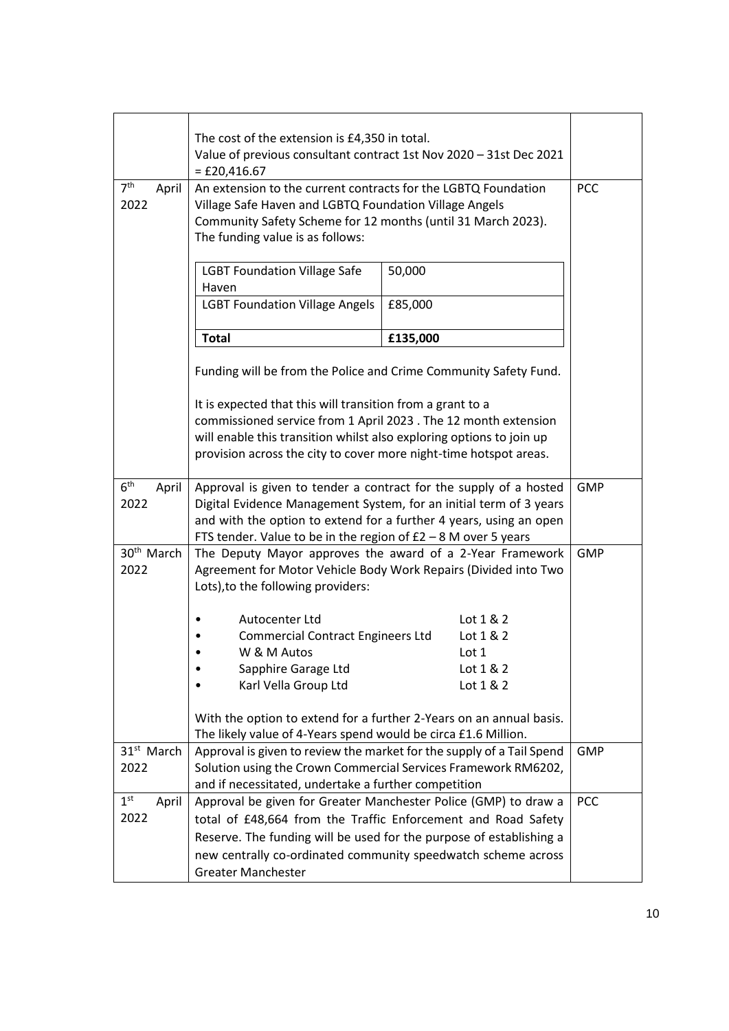| | | |
|---|---|---|
| | The cost of the extension is £4,350 in total.<br>Value of previous consultant contract 1st Nov 2020 – 31st Dec 2021 = £20,416.67 | |
| 7th April 2022 | An extension to the current contracts for the LGBTQ Foundation Village Safe Haven and LGBTQ Foundation Village Angels Community Safety Scheme for 12 months (until 31 March 2023). The funding value is as follows:<br><br>LGBT Foundation Village Safe Haven – 50,000<br>LGBT Foundation Village Angels – £85,000<br>**Total** – **£135,000**<br><br>Funding will be from the Police and Crime Community Safety Fund.<br><br>It is expected that this will transition from a grant to a commissioned service from 1 April 2023 . The 12 month extension will enable this transition whilst also exploring options to join up provision across the city to cover more night-time hotspot areas. | PCC |
| 6th April 2022 | Approval is given to tender a contract for the supply of a hosted Digital Evidence Management System, for an initial term of 3 years and with the option to extend for a further 4 years, using an open FTS tender. Value to be in the region of £2 – 8 M over 5 years | GMP |
| 30th March 2022 | The Deputy Mayor approves the award of a 2-Year Framework Agreement for Motor Vehicle Body Work Repairs (Divided into Two Lots),to the following providers:<br><br>• Autocenter Ltd – Lot 1 & 2<br>• Commercial Contract Engineers Ltd – Lot 1 & 2<br>• W & M Autos – Lot 1<br>• Sapphire Garage Ltd – Lot 1 & 2<br>• Karl Vella Group Ltd – Lot 1 & 2<br><br>With the option to extend for a further 2-Years on an annual basis. The likely value of 4-Years spend would be circa £1.6 Million. | GMP |
| 31st March 2022 | Approval is given to review the market for the supply of a Tail Spend Solution using the Crown Commercial Services Framework RM6202, and if necessitated, undertake a further competition | GMP |
| 1st April 2022 | Approval be given for Greater Manchester Police (GMP) to draw a total of £48,664 from the Traffic Enforcement and Road Safety Reserve. The funding will be used for the purpose of establishing a new centrally co-ordinated community speedwatch scheme across Greater Manchester | PCC |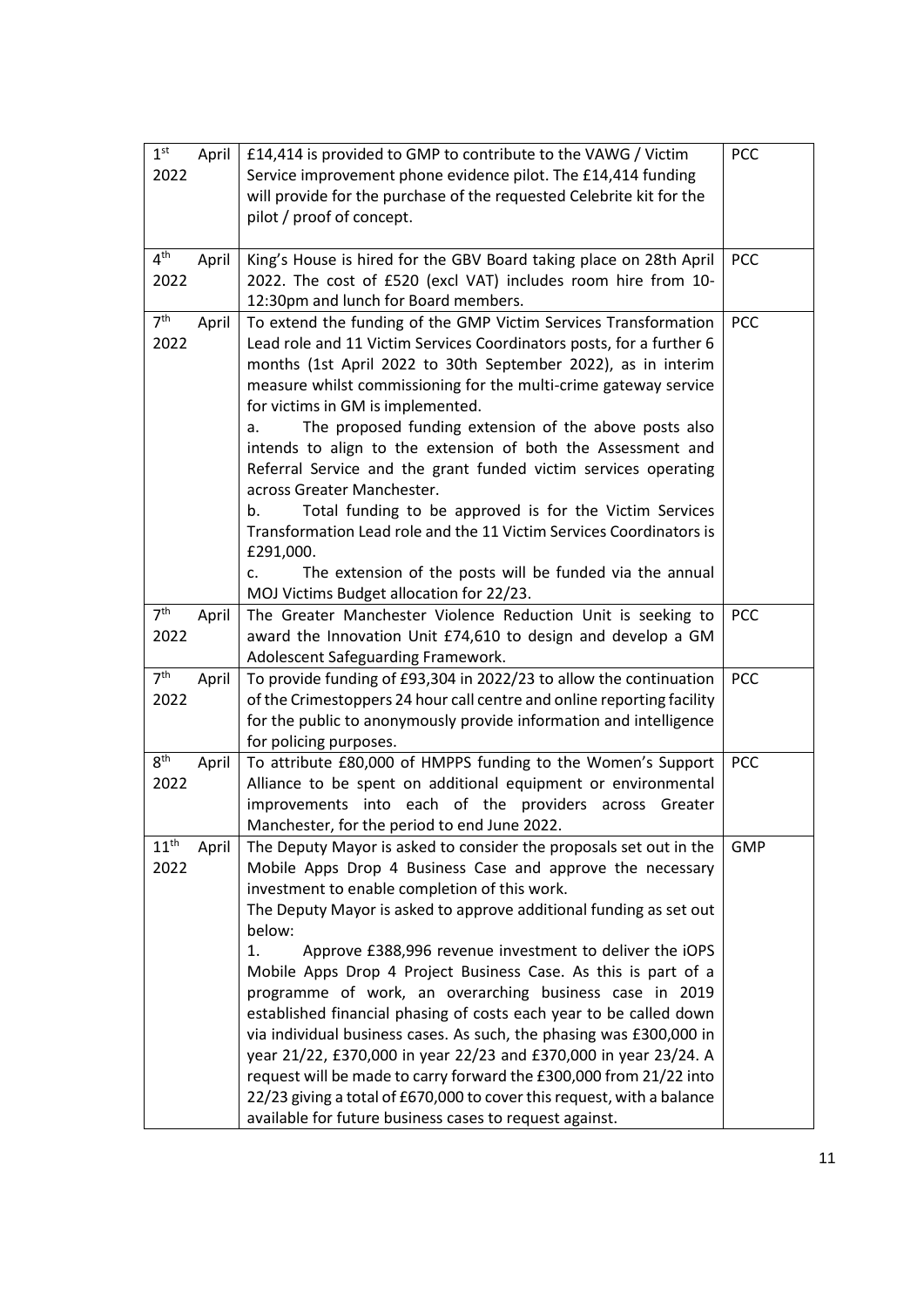| | | |
|---|---|---|
| 1st April 2022 | £14,414 is provided to GMP to contribute to the VAWG / Victim Service improvement phone evidence pilot. The £14,414 funding will provide for the purchase of the requested Celebrite kit for the pilot / proof of concept. | PCC |
| 4th April 2022 | King's House is hired for the GBV Board taking place on 28th April 2022. The cost of £520 (excl VAT) includes room hire from 10-12:30pm and lunch for Board members. | PCC |
| 7th April 2022 | To extend the funding of the GMP Victim Services Transformation Lead role and 11 Victim Services Coordinators posts, for a further 6 months (1st April 2022 to 30th September 2022), as in interim measure whilst commissioning for the multi-crime gateway service for victims in GM is implemented.<br>a. The proposed funding extension of the above posts also intends to align to the extension of both the Assessment and Referral Service and the grant funded victim services operating across Greater Manchester.<br>b. Total funding to be approved is for the Victim Services Transformation Lead role and the 11 Victim Services Coordinators is £291,000.<br>c. The extension of the posts will be funded via the annual MOJ Victims Budget allocation for 22/23. | PCC |
| 7th April 2022 | The Greater Manchester Violence Reduction Unit is seeking to award the Innovation Unit £74,610 to design and develop a GM Adolescent Safeguarding Framework. | PCC |
| 7th April 2022 | To provide funding of £93,304 in 2022/23 to allow the continuation of the Crimestoppers 24 hour call centre and online reporting facility for the public to anonymously provide information and intelligence for policing purposes. | PCC |
| 8th April 2022 | To attribute £80,000 of HMPPS funding to the Women's Support Alliance to be spent on additional equipment or environmental improvements into each of the providers across Greater Manchester, for the period to end June 2022. | PCC |
| 11th April 2022 | The Deputy Mayor is asked to consider the proposals set out in the Mobile Apps Drop 4 Business Case and approve the necessary investment to enable completion of this work.<br>The Deputy Mayor is asked to approve additional funding as set out below:<br>1. Approve £388,996 revenue investment to deliver the iOPS Mobile Apps Drop 4 Project Business Case. As this is part of a programme of work, an overarching business case in 2019 established financial phasing of costs each year to be called down via individual business cases. As such, the phasing was £300,000 in year 21/22, £370,000 in year 22/23 and £370,000 in year 23/24. A request will be made to carry forward the £300,000 from 21/22 into 22/23 giving a total of £670,000 to cover this request, with a balance available for future business cases to request against. | GMP |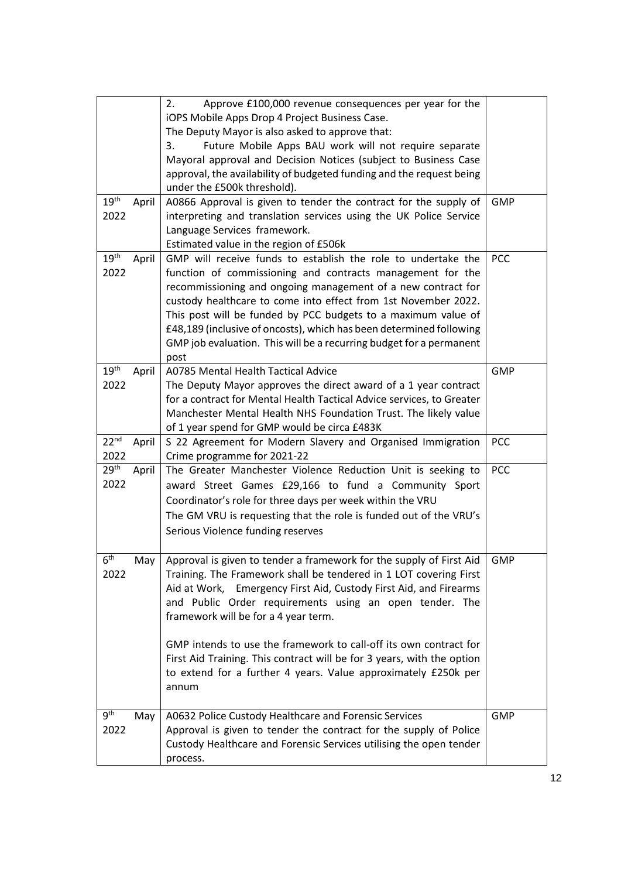| | | |
|---|---|---|
| | 2. Approve £100,000 revenue consequences per year for the iOPS Mobile Apps Drop 4 Project Business Case.<br>The Deputy Mayor is also asked to approve that:<br>3. Future Mobile Apps BAU work will not require separate Mayoral approval and Decision Notices (subject to Business Case approval, the availability of budgeted funding and the request being under the £500k threshold). | |
| 19th April 2022 | A0866 Approval is given to tender the contract for the supply of interpreting and translation services using the UK Police Service Language Services framework.<br>Estimated value in the region of £506k | GMP |
| 19th April 2022 | GMP will receive funds to establish the role to undertake the function of commissioning and contracts management for the recommissioning and ongoing management of a new contract for custody healthcare to come into effect from 1st November 2022. This post will be funded by PCC budgets to a maximum value of £48,189 (inclusive of oncosts), which has been determined following GMP job evaluation. This will be a recurring budget for a permanent post | PCC |
| 19th April 2022 | A0785 Mental Health Tactical Advice<br>The Deputy Mayor approves the direct award of a 1 year contract for a contract for Mental Health Tactical Advice services, to Greater Manchester Mental Health NHS Foundation Trust. The likely value of 1 year spend for GMP would be circa £483K | GMP |
| 22nd April 2022 | S 22 Agreement for Modern Slavery and Organised Immigration Crime programme for 2021-22 | PCC |
| 29th April 2022 | The Greater Manchester Violence Reduction Unit is seeking to award Street Games £29,166 to fund a Community Sport Coordinator's role for three days per week within the VRU<br>The GM VRU is requesting that the role is funded out of the VRU's Serious Violence funding reserves | PCC |
| 6th May 2022 | Approval is given to tender a framework for the supply of First Aid Training. The Framework shall be tendered in 1 LOT covering First Aid at Work, Emergency First Aid, Custody First Aid, and Firearms and Public Order requirements using an open tender. The framework will be for a 4 year term.<br><br>GMP intends to use the framework to call-off its own contract for First Aid Training. This contract will be for 3 years, with the option to extend for a further 4 years. Value approximately £250k per annum | GMP |
| 9th May 2022 | A0632 Police Custody Healthcare and Forensic Services<br>Approval is given to tender the contract for the supply of Police Custody Healthcare and Forensic Services utilising the open tender process. | GMP |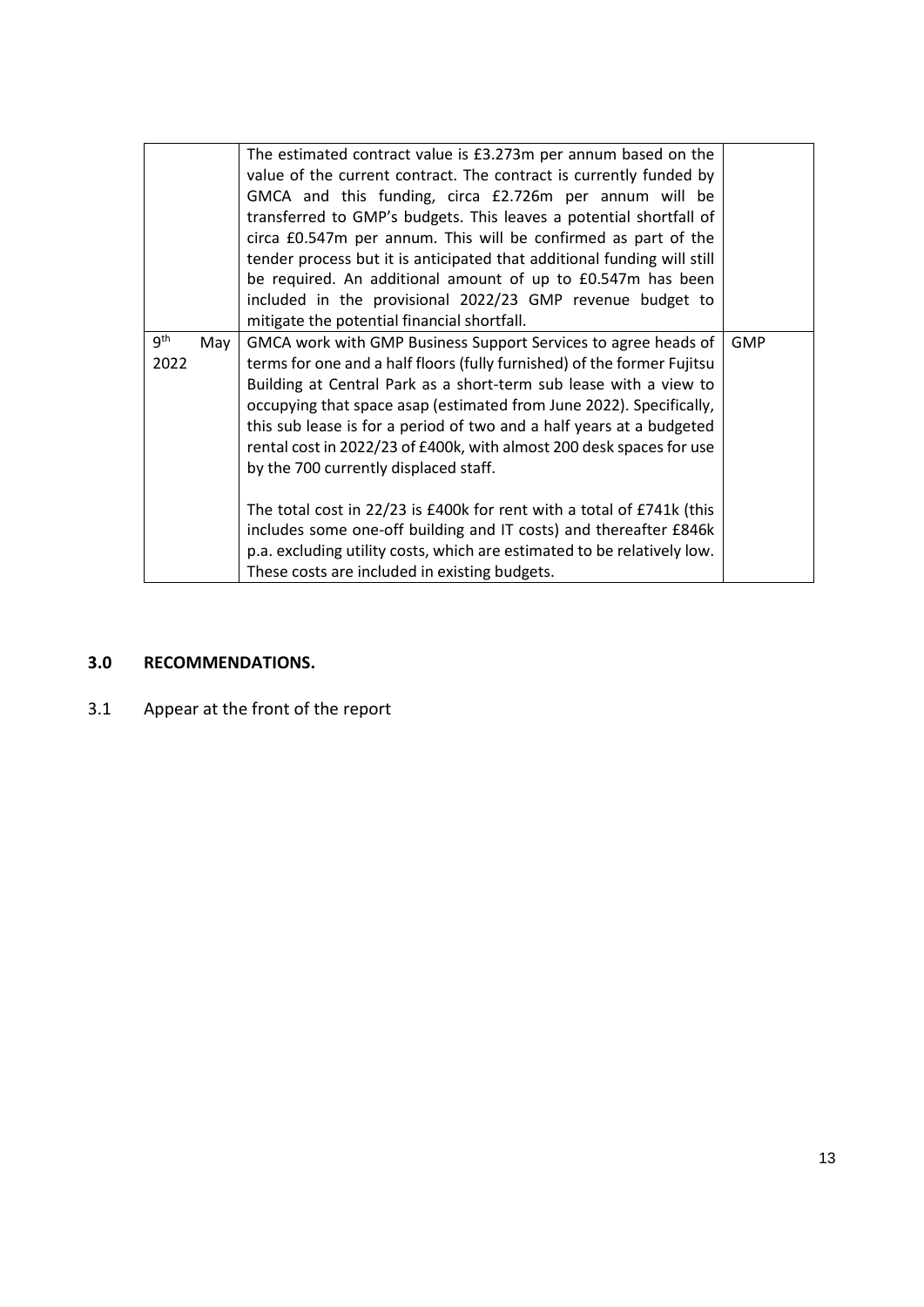| | | |
|---|---|---|
| | The estimated contract value is £3.273m per annum based on the value of the current contract. The contract is currently funded by GMCA and this funding, circa £2.726m per annum will be transferred to GMP's budgets. This leaves a potential shortfall of circa £0.547m per annum. This will be confirmed as part of the tender process but it is anticipated that additional funding will still be required. An additional amount of up to £0.547m has been included in the provisional 2022/23 GMP revenue budget to mitigate the potential financial shortfall. | |
| 9th May 2022 | GMCA work with GMP Business Support Services to agree heads of terms for one and a half floors (fully furnished) of the former Fujitsu Building at Central Park as a short-term sub lease with a view to occupying that space asap (estimated from June 2022). Specifically, this sub lease is for a period of two and a half years at a budgeted rental cost in 2022/23 of £400k, with almost 200 desk spaces for use by the 700 currently displaced staff.<br><br>The total cost in 22/23 is £400k for rent with a total of £741k (this includes some one-off building and IT costs) and thereafter £846k p.a. excluding utility costs, which are estimated to be relatively low. These costs are included in existing budgets. | GMP |

## 3.0 RECOMMENDATIONS.

3.1 Appear at the front of the report